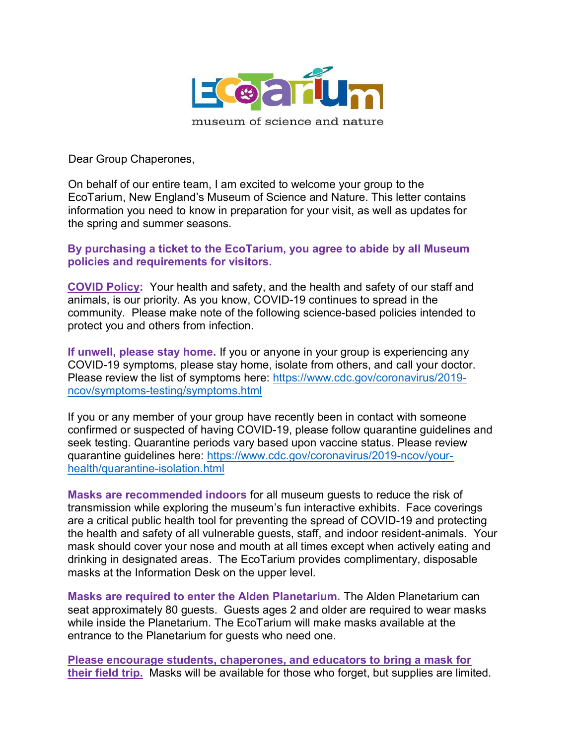EcoTarium

museum of science and nature

Dear Group Chaperones,

On behalf of our entire team, I am excited to welcome your group to the EcoTarium, New England's Museum of Science and Nature. This letter contains information you need to know in preparation for your visit, as well as updates for the spring and summer seasons.

**By purchasing a ticket to the EcoTarium, you agree to abide by all Museum policies and requirements for visitors.**

**COVID Policy:** Your health and safety, and the health and safety of our staff and animals, is our priority. As you know, COVID-19 continues to spread in the community. Please make note of the following science-based policies intended to protect you and others from infection.

**If unwell, please stay home.** If you or anyone in your group is experiencing any COVID-19 symptoms, please stay home, isolate from others, and call your doctor. Please review the list of symptoms here: [https://www.cdc.gov/coronavirus/2019-ncov/symptoms-testing/symptoms.html](https://www.cdc.gov/coronavirus/2019-ncov/symptoms-testing/symptoms.html)

If you or any member of your group have recently been in contact with someone confirmed or suspected of having COVID-19, please follow quarantine guidelines and seek testing. Quarantine periods vary based upon vaccine status. Please review quarantine guidelines here: [https://www.cdc.gov/coronavirus/2019-ncov/your-health/quarantine-isolation.html](https://www.cdc.gov/coronavirus/2019-ncov/your-health/quarantine-isolation.html)

**Masks are recommended indoors** for all museum guests to reduce the risk of transmission while exploring the museum's fun interactive exhibits. Face coverings are a critical public health tool for preventing the spread of COVID-19 and protecting the health and safety of all vulnerable guests, staff, and indoor resident-animals. Your mask should cover your nose and mouth at all times except when actively eating and drinking in designated areas. The EcoTarium provides complimentary, disposable masks at the Information Desk on the upper level.

**Masks are required to enter the Alden Planetarium.** The Alden Planetarium can seat approximately 80 guests. Guests ages 2 and older are required to wear masks while inside the Planetarium. The EcoTarium will make masks available at the entrance to the Planetarium for guests who need one.

**Please encourage students, chaperones, and educators to bring a mask for their field trip.** Masks will be available for those who forget, but supplies are limited.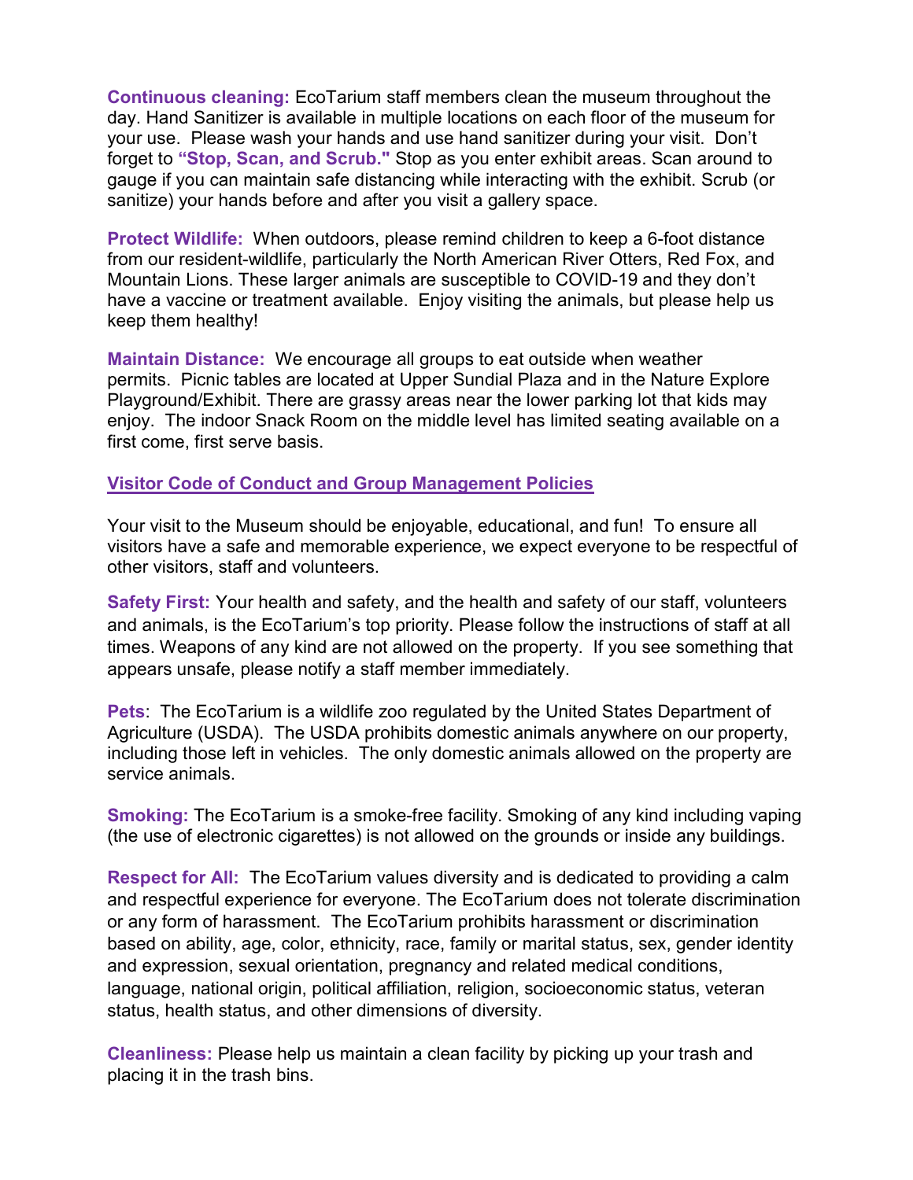**Continuous cleaning:** EcoTarium staff members clean the museum throughout the day. Hand Sanitizer is available in multiple locations on each floor of the museum for your use. Please wash your hands and use hand sanitizer during your visit. Don't forget to **"Stop, Scan, and Scrub."** Stop as you enter exhibit areas. Scan around to gauge if you can maintain safe distancing while interacting with the exhibit. Scrub (or sanitize) your hands before and after you visit a gallery space.

**Protect Wildlife:** When outdoors, please remind children to keep a 6-foot distance from our resident-wildlife, particularly the North American River Otters, Red Fox, and Mountain Lions. These larger animals are susceptible to COVID-19 and they don't have a vaccine or treatment available. Enjoy visiting the animals, but please help us keep them healthy!

**Maintain Distance:** We encourage all groups to eat outside when weather permits. Picnic tables are located at Upper Sundial Plaza and in the Nature Explore Playground/Exhibit. There are grassy areas near the lower parking lot that kids may enjoy. The indoor Snack Room on the middle level has limited seating available on a first come, first serve basis.

## Visitor Code of Conduct and Group Management Policies

Your visit to the Museum should be enjoyable, educational, and fun! To ensure all visitors have a safe and memorable experience, we expect everyone to be respectful of other visitors, staff and volunteers.

**Safety First:** Your health and safety, and the health and safety of our staff, volunteers and animals, is the EcoTarium's top priority. Please follow the instructions of staff at all times. Weapons of any kind are not allowed on the property. If you see something that appears unsafe, please notify a staff member immediately.

**Pets**: The EcoTarium is a wildlife zoo regulated by the United States Department of Agriculture (USDA). The USDA prohibits domestic animals anywhere on our property, including those left in vehicles. The only domestic animals allowed on the property are service animals.

**Smoking:** The EcoTarium is a smoke-free facility. Smoking of any kind including vaping (the use of electronic cigarettes) is not allowed on the grounds or inside any buildings.

**Respect for All:** The EcoTarium values diversity and is dedicated to providing a calm and respectful experience for everyone. The EcoTarium does not tolerate discrimination or any form of harassment. The EcoTarium prohibits harassment or discrimination based on ability, age, color, ethnicity, race, family or marital status, sex, gender identity and expression, sexual orientation, pregnancy and related medical conditions, language, national origin, political affiliation, religion, socioeconomic status, veteran status, health status, and other dimensions of diversity.

**Cleanliness:** Please help us maintain a clean facility by picking up your trash and placing it in the trash bins.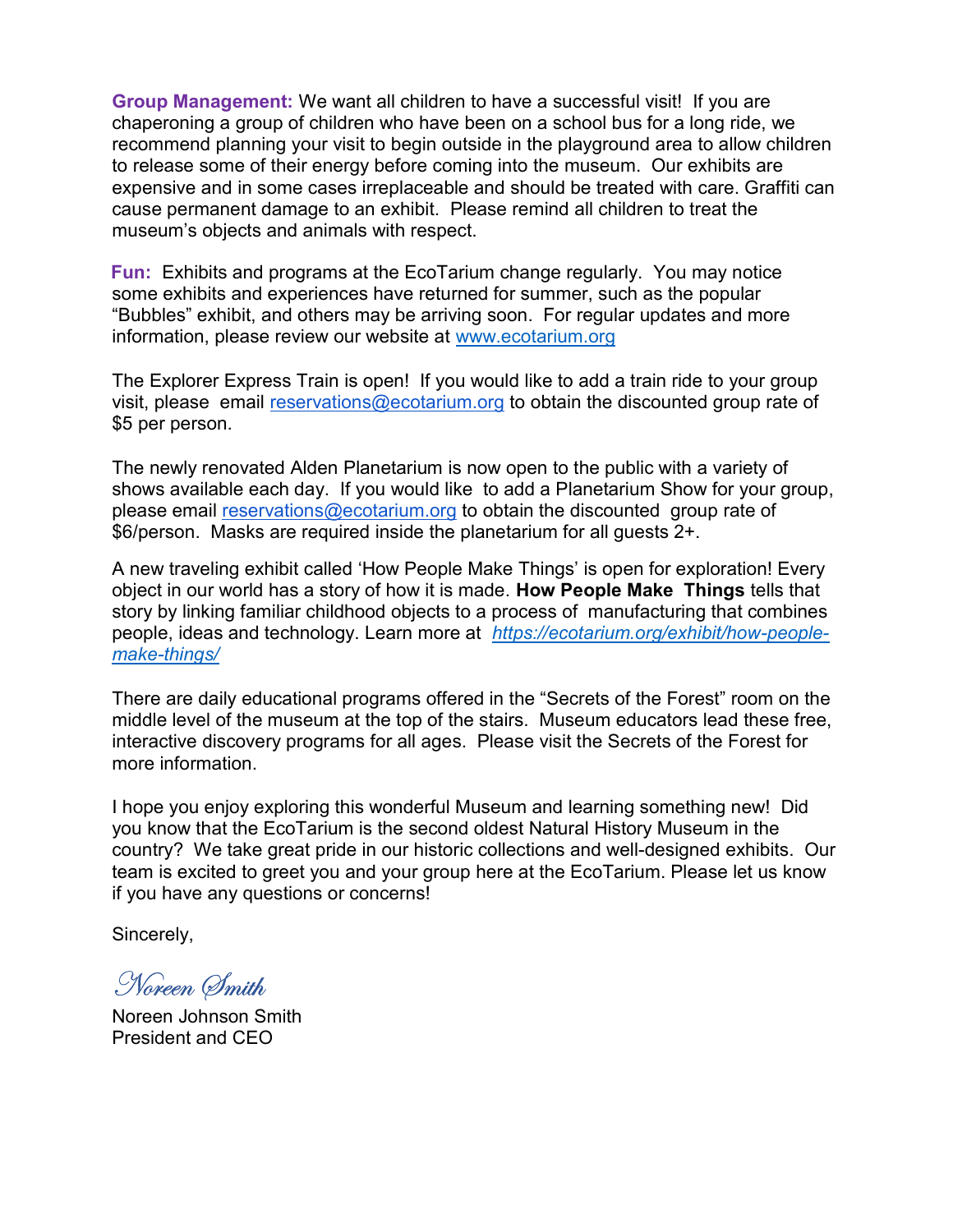**Group Management:** We want all children to have a successful visit! If you are chaperoning a group of children who have been on a school bus for a long ride, we recommend planning your visit to begin outside in the playground area to allow children to release some of their energy before coming into the museum. Our exhibits are expensive and in some cases irreplaceable and should be treated with care. Graffiti can cause permanent damage to an exhibit. Please remind all children to treat the museum's objects and animals with respect.

**Fun:** Exhibits and programs at the EcoTarium change regularly. You may notice some exhibits and experiences have returned for summer, such as the popular "Bubbles" exhibit, and others may be arriving soon. For regular updates and more information, please review our website at [www.ecotarium.org](www.ecotarium.org)

The Explorer Express Train is open! If you would like to add a train ride to your group visit, please email [reservations@ecotarium.org](mailto:reservations@ecotarium.org) to obtain the discounted group rate of $5 per person.

The newly renovated Alden Planetarium is now open to the public with a variety of shows available each day. If you would like to add a Planetarium Show for your group, please email [reservations@ecotarium.org](mailto:reservations@ecotarium.org) to obtain the discounted group rate of $6/person. Masks are required inside the planetarium for all guests 2+.

A new traveling exhibit called 'How People Make Things' is open for exploration! Every object in our world has a story of how it is made. **How People Make Things** tells that story by linking familiar childhood objects to a process of manufacturing that combines people, ideas and technology. Learn more at *[https://ecotarium.org/exhibit/how-people-make-things/](https://ecotarium.org/exhibit/how-people-make-things/)*

There are daily educational programs offered in the "Secrets of the Forest" room on the middle level of the museum at the top of the stairs. Museum educators lead these free, interactive discovery programs for all ages. Please visit the Secrets of the Forest for more information.

I hope you enjoy exploring this wonderful Museum and learning something new! Did you know that the EcoTarium is the second oldest Natural History Museum in the country? We take great pride in our historic collections and well-designed exhibits. Our team is excited to greet you and your group here at the EcoTarium. Please let us know if you have any questions or concerns!

Sincerely,

*Noreen Smith*

Noreen Johnson Smith
President and CEO